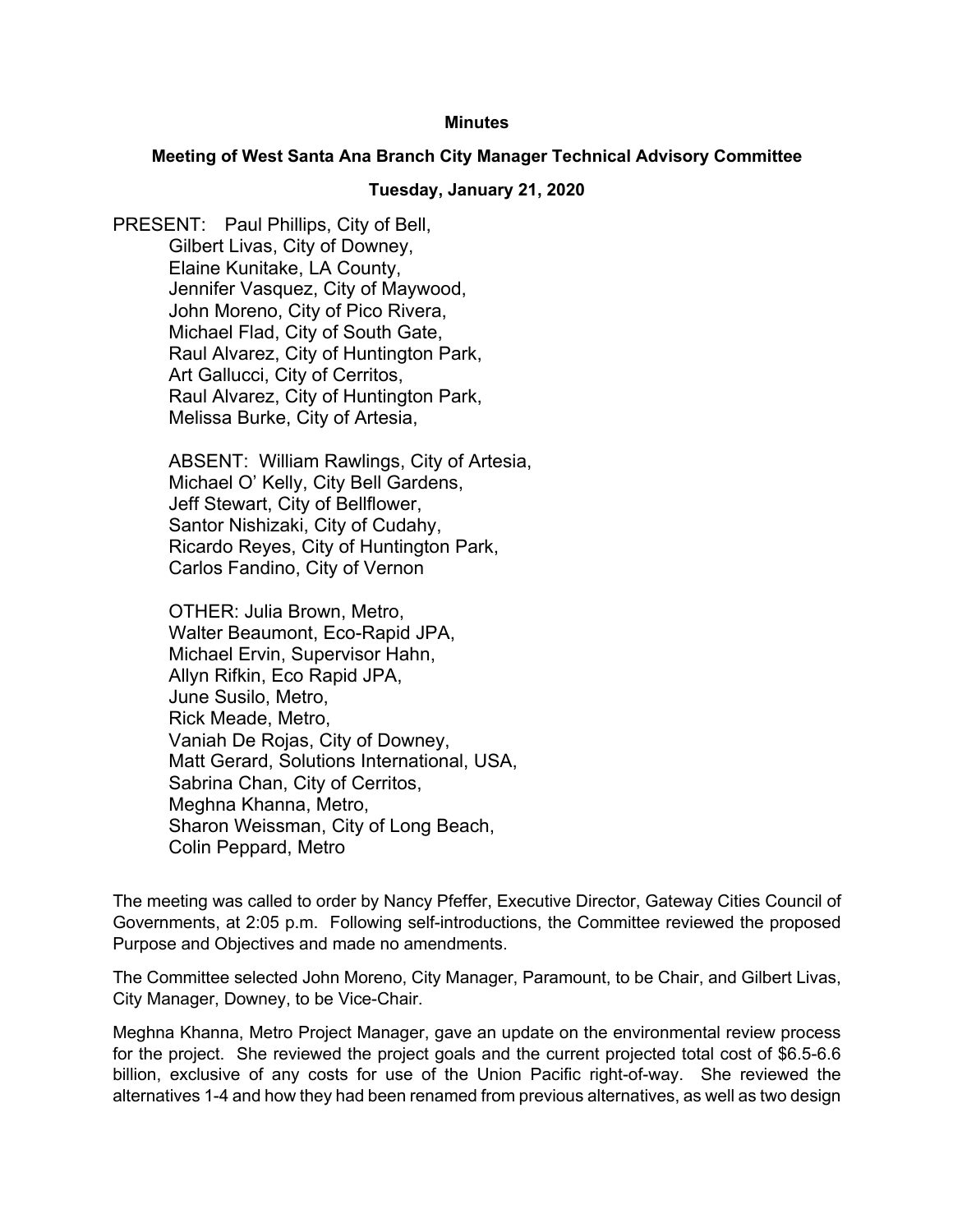**Minutes**

**Meeting of West Santa Ana Branch City Manager Technical Advisory Committee**

**Tuesday, January 21, 2020**

PRESENT: Paul Phillips, City of Bell,
Gilbert Livas, City of Downey,
Elaine Kunitake, LA County,
Jennifer Vasquez, City of Maywood,
John Moreno, City of Pico Rivera,
Michael Flad, City of South Gate,
Raul Alvarez, City of Huntington Park,
Art Gallucci, City of Cerritos,
Raul Alvarez, City of Huntington Park,
Melissa Burke, City of Artesia,

ABSENT: William Rawlings, City of Artesia,
Michael O' Kelly, City Bell Gardens,
Jeff Stewart, City of Bellflower,
Santor Nishizaki, City of Cudahy,
Ricardo Reyes, City of Huntington Park,
Carlos Fandino, City of Vernon

OTHER: Julia Brown, Metro,
Walter Beaumont, Eco-Rapid JPA,
Michael Ervin, Supervisor Hahn,
Allyn Rifkin, Eco Rapid JPA,
June Susilo, Metro,
Rick Meade, Metro,
Vaniah De Rojas, City of Downey,
Matt Gerard, Solutions International, USA,
Sabrina Chan, City of Cerritos,
Meghna Khanna, Metro,
Sharon Weissman, City of Long Beach,
Colin Peppard, Metro

The meeting was called to order by Nancy Pfeffer, Executive Director, Gateway Cities Council of Governments, at 2:05 p.m. Following self-introductions, the Committee reviewed the proposed Purpose and Objectives and made no amendments.

The Committee selected John Moreno, City Manager, Paramount, to be Chair, and Gilbert Livas, City Manager, Downey, to be Vice-Chair.

Meghna Khanna, Metro Project Manager, gave an update on the environmental review process for the project. She reviewed the project goals and the current projected total cost of $6.5-6.6 billion, exclusive of any costs for use of the Union Pacific right-of-way. She reviewed the alternatives 1-4 and how they had been renamed from previous alternatives, as well as two design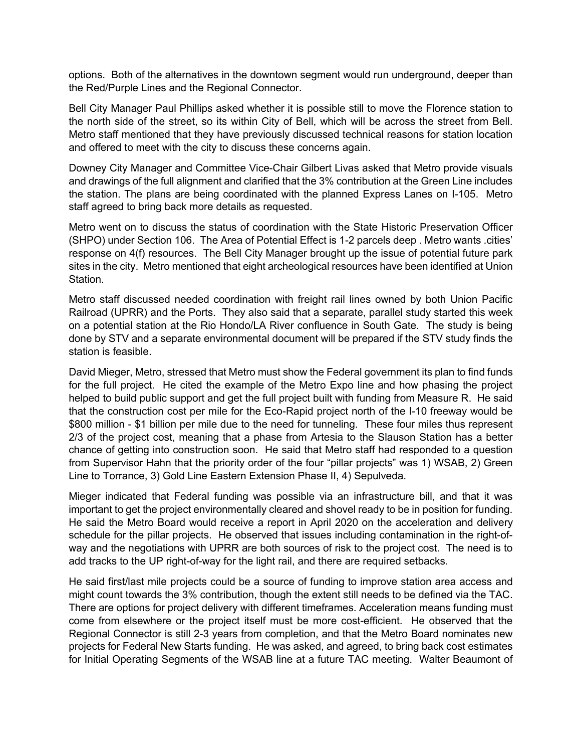options. Both of the alternatives in the downtown segment would run underground, deeper than the Red/Purple Lines and the Regional Connector.

Bell City Manager Paul Phillips asked whether it is possible still to move the Florence station to the north side of the street, so its within City of Bell, which will be across the street from Bell. Metro staff mentioned that they have previously discussed technical reasons for station location and offered to meet with the city to discuss these concerns again.

Downey City Manager and Committee Vice-Chair Gilbert Livas asked that Metro provide visuals and drawings of the full alignment and clarified that the 3% contribution at the Green Line includes the station. The plans are being coordinated with the planned Express Lanes on I-105. Metro staff agreed to bring back more details as requested.

Metro went on to discuss the status of coordination with the State Historic Preservation Officer (SHPO) under Section 106. The Area of Potential Effect is 1-2 parcels deep . Metro wants .cities' response on 4(f) resources. The Bell City Manager brought up the issue of potential future park sites in the city. Metro mentioned that eight archeological resources have been identified at Union Station.

Metro staff discussed needed coordination with freight rail lines owned by both Union Pacific Railroad (UPRR) and the Ports. They also said that a separate, parallel study started this week on a potential station at the Rio Hondo/LA River confluence in South Gate. The study is being done by STV and a separate environmental document will be prepared if the STV study finds the station is feasible.

David Mieger, Metro, stressed that Metro must show the Federal government its plan to find funds for the full project. He cited the example of the Metro Expo line and how phasing the project helped to build public support and get the full project built with funding from Measure R. He said that the construction cost per mile for the Eco-Rapid project north of the I-10 freeway would be \$800 million - \$1 billion per mile due to the need for tunneling. These four miles thus represent 2/3 of the project cost, meaning that a phase from Artesia to the Slauson Station has a better chance of getting into construction soon. He said that Metro staff had responded to a question from Supervisor Hahn that the priority order of the four "pillar projects" was 1) WSAB, 2) Green Line to Torrance, 3) Gold Line Eastern Extension Phase II, 4) Sepulveda.

Mieger indicated that Federal funding was possible via an infrastructure bill, and that it was important to get the project environmentally cleared and shovel ready to be in position for funding. He said the Metro Board would receive a report in April 2020 on the acceleration and delivery schedule for the pillar projects. He observed that issues including contamination in the right-of-way and the negotiations with UPRR are both sources of risk to the project cost. The need is to add tracks to the UP right-of-way for the light rail, and there are required setbacks.

He said first/last mile projects could be a source of funding to improve station area access and might count towards the 3% contribution, though the extent still needs to be defined via the TAC. There are options for project delivery with different timeframes. Acceleration means funding must come from elsewhere or the project itself must be more cost-efficient. He observed that the Regional Connector is still 2-3 years from completion, and that the Metro Board nominates new projects for Federal New Starts funding. He was asked, and agreed, to bring back cost estimates for Initial Operating Segments of the WSAB line at a future TAC meeting. Walter Beaumont of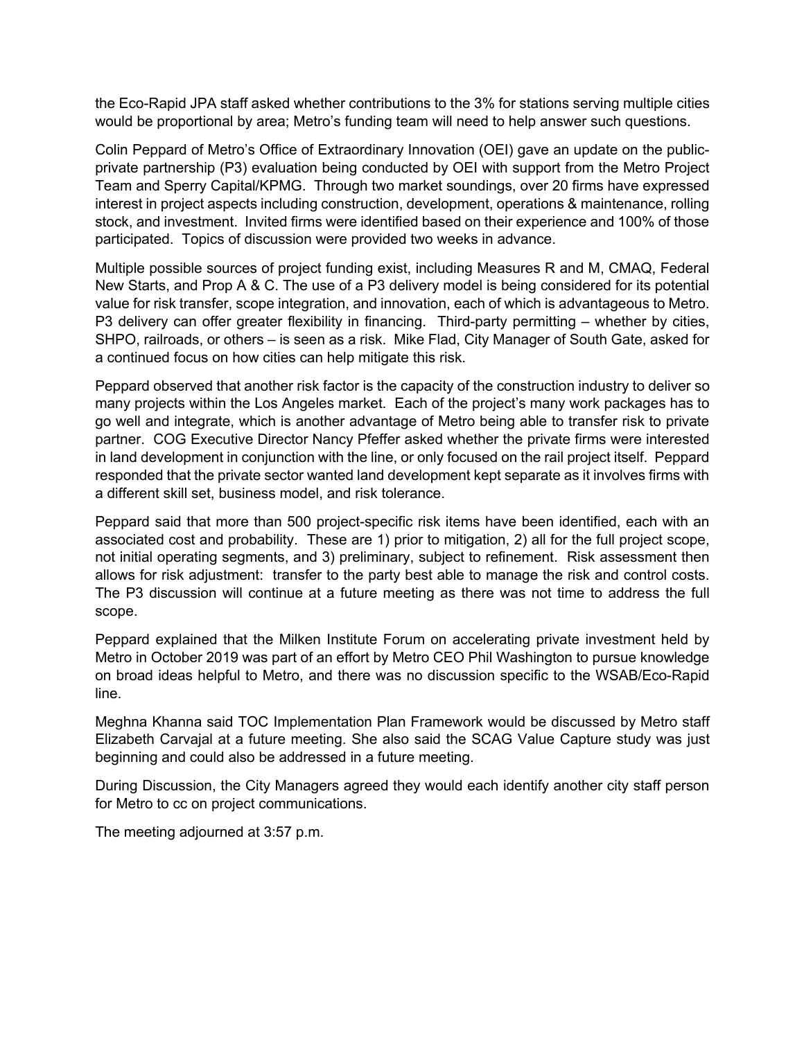the Eco-Rapid JPA staff asked whether contributions to the 3% for stations serving multiple cities would be proportional by area; Metro's funding team will need to help answer such questions.

Colin Peppard of Metro's Office of Extraordinary Innovation (OEI) gave an update on the public-private partnership (P3) evaluation being conducted by OEI with support from the Metro Project Team and Sperry Capital/KPMG. Through two market soundings, over 20 firms have expressed interest in project aspects including construction, development, operations & maintenance, rolling stock, and investment. Invited firms were identified based on their experience and 100% of those participated. Topics of discussion were provided two weeks in advance.

Multiple possible sources of project funding exist, including Measures R and M, CMAQ, Federal New Starts, and Prop A & C. The use of a P3 delivery model is being considered for its potential value for risk transfer, scope integration, and innovation, each of which is advantageous to Metro. P3 delivery can offer greater flexibility in financing. Third-party permitting – whether by cities, SHPO, railroads, or others – is seen as a risk. Mike Flad, City Manager of South Gate, asked for a continued focus on how cities can help mitigate this risk.

Peppard observed that another risk factor is the capacity of the construction industry to deliver so many projects within the Los Angeles market. Each of the project's many work packages has to go well and integrate, which is another advantage of Metro being able to transfer risk to private partner. COG Executive Director Nancy Pfeffer asked whether the private firms were interested in land development in conjunction with the line, or only focused on the rail project itself. Peppard responded that the private sector wanted land development kept separate as it involves firms with a different skill set, business model, and risk tolerance.

Peppard said that more than 500 project-specific risk items have been identified, each with an associated cost and probability. These are 1) prior to mitigation, 2) all for the full project scope, not initial operating segments, and 3) preliminary, subject to refinement. Risk assessment then allows for risk adjustment: transfer to the party best able to manage the risk and control costs. The P3 discussion will continue at a future meeting as there was not time to address the full scope.

Peppard explained that the Milken Institute Forum on accelerating private investment held by Metro in October 2019 was part of an effort by Metro CEO Phil Washington to pursue knowledge on broad ideas helpful to Metro, and there was no discussion specific to the WSAB/Eco-Rapid line.

Meghna Khanna said TOC Implementation Plan Framework would be discussed by Metro staff Elizabeth Carvajal at a future meeting. She also said the SCAG Value Capture study was just beginning and could also be addressed in a future meeting.

During Discussion, the City Managers agreed they would each identify another city staff person for Metro to cc on project communications.

The meeting adjourned at 3:57 p.m.